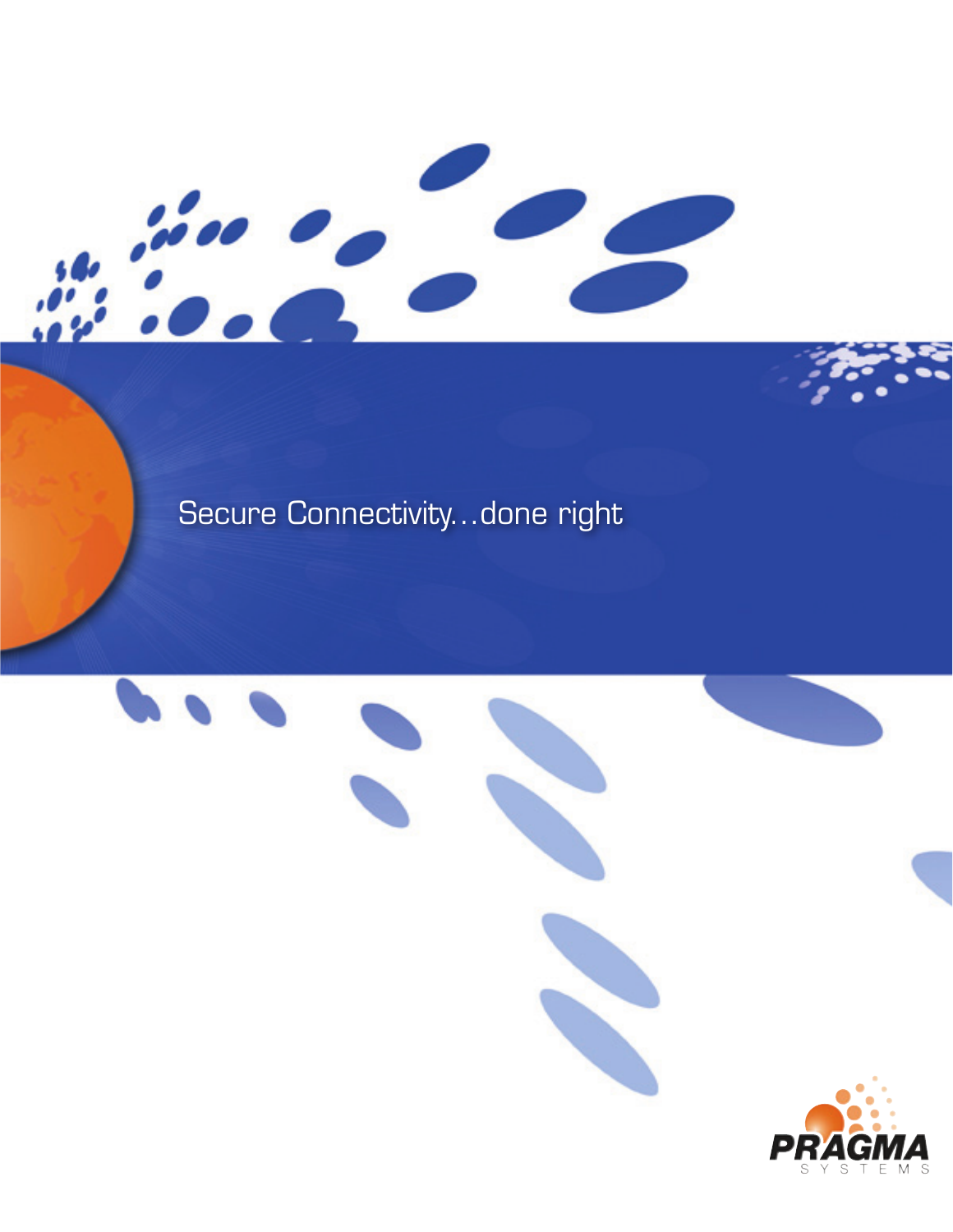Secure Connectivity…done right

PRAGMA
SYSTEMS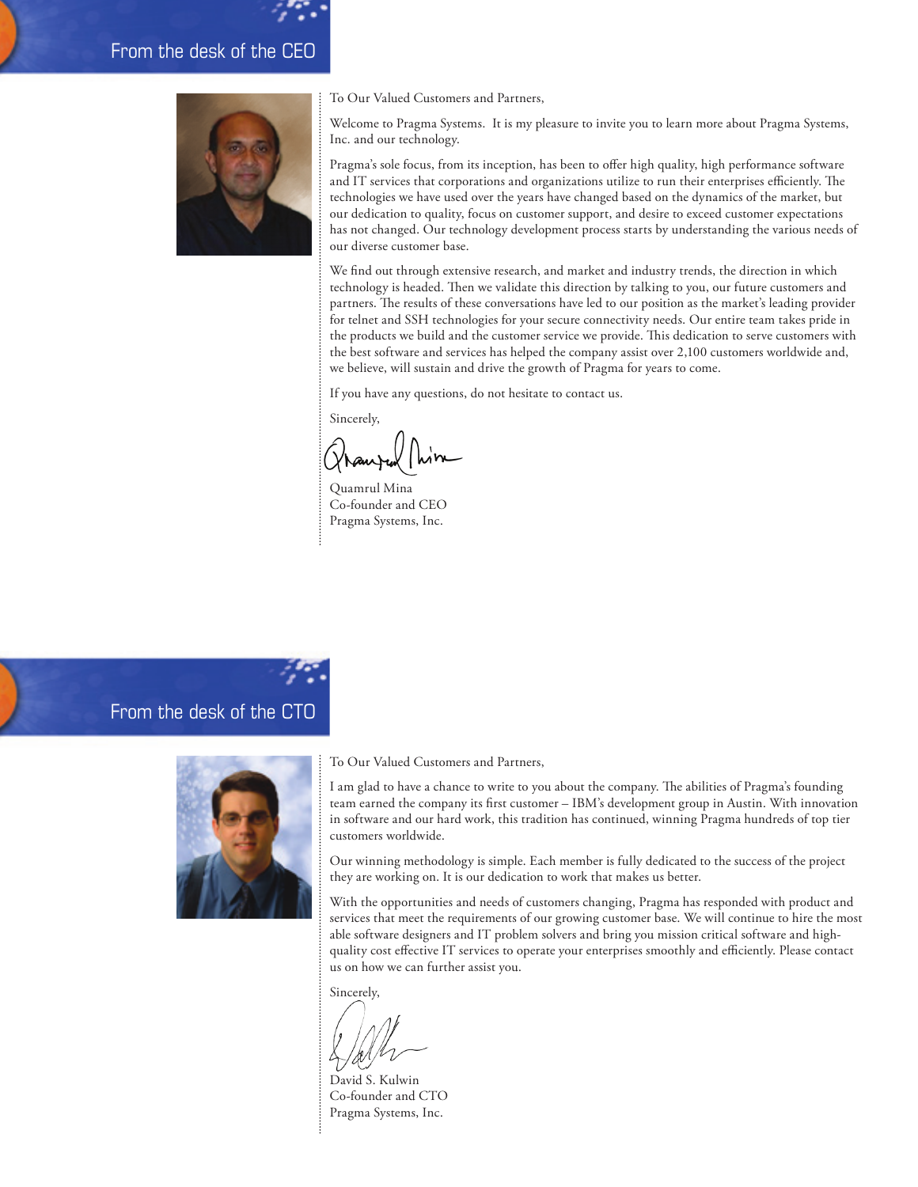## From the desk of the CEO

To Our Valued Customers and Partners,

Welcome to Pragma Systems. It is my pleasure to invite you to learn more about Pragma Systems, Inc. and our technology.

Pragma's sole focus, from its inception, has been to offer high quality, high performance software and IT services that corporations and organizations utilize to run their enterprises efficiently. The technologies we have used over the years have changed based on the dynamics of the market, but our dedication to quality, focus on customer support, and desire to exceed customer expectations has not changed. Our technology development process starts by understanding the various needs of our diverse customer base.

We find out through extensive research, and market and industry trends, the direction in which technology is headed. Then we validate this direction by talking to you, our future customers and partners. The results of these conversations have led to our position as the market's leading provider for telnet and SSH technologies for your secure connectivity needs. Our entire team takes pride in the products we build and the customer service we provide. This dedication to serve customers with the best software and services has helped the company assist over 2,100 customers worldwide and, we believe, will sustain and drive the growth of Pragma for years to come.

If you have any questions, do not hesitate to contact us.

Sincerely,

Quamrul Mina
Co-founder and CEO
Pragma Systems, Inc.

## From the desk of the CTO

To Our Valued Customers and Partners,

I am glad to have a chance to write to you about the company. The abilities of Pragma's founding team earned the company its first customer – IBM's development group in Austin. With innovation in software and our hard work, this tradition has continued, winning Pragma hundreds of top tier customers worldwide.

Our winning methodology is simple. Each member is fully dedicated to the success of the project they are working on. It is our dedication to work that makes us better.

With the opportunities and needs of customers changing, Pragma has responded with product and services that meet the requirements of our growing customer base. We will continue to hire the most able software designers and IT problem solvers and bring you mission critical software and high-quality cost effective IT services to operate your enterprises smoothly and efficiently. Please contact us on how we can further assist you.

Sincerely,

David S. Kulwin
Co-founder and CTO
Pragma Systems, Inc.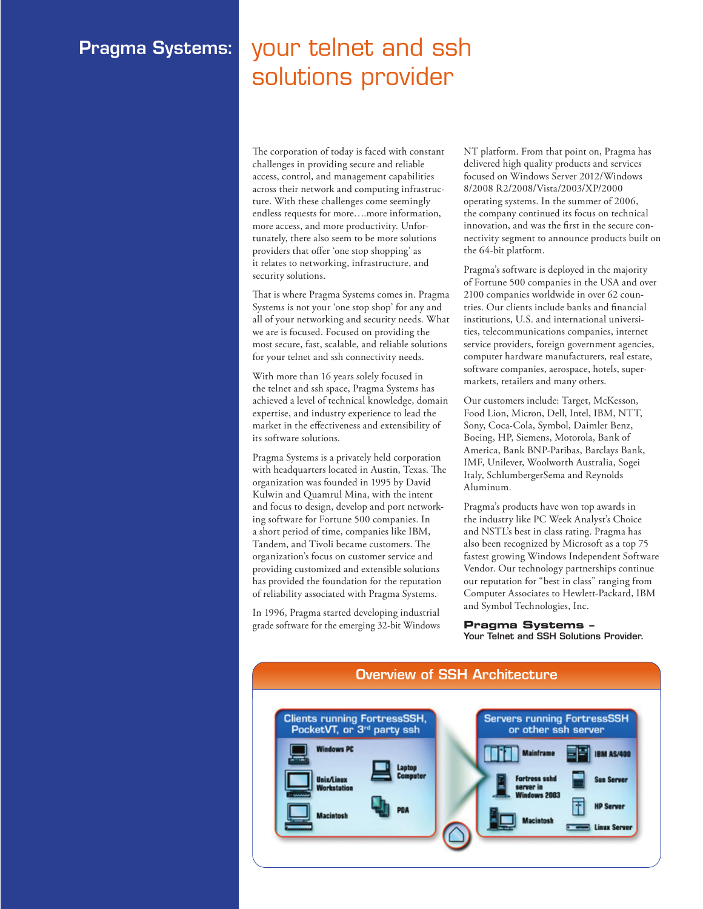# Pragma Systems: your telnet and ssh solutions provider

The corporation of today is faced with constant challenges in providing secure and reliable access, control, and management capabilities across their network and computing infrastructure. With these challenges come seemingly endless requests for more….more information, more access, and more productivity. Unfortunately, there also seem to be more solutions providers that offer 'one stop shopping' as it relates to networking, infrastructure, and security solutions.

That is where Pragma Systems comes in. Pragma Systems is not your 'one stop shop' for any and all of your networking and security needs. What we are is focused. Focused on providing the most secure, fast, scalable, and reliable solutions for your telnet and ssh connectivity needs.

With more than 16 years solely focused in the telnet and ssh space, Pragma Systems has achieved a level of technical knowledge, domain expertise, and industry experience to lead the market in the effectiveness and extensibility of its software solutions.

Pragma Systems is a privately held corporation with headquarters located in Austin, Texas. The organization was founded in 1995 by David Kulwin and Quamrul Mina, with the intent and focus to design, develop and port networking software for Fortune 500 companies. In a short period of time, companies like IBM, Tandem, and Tivoli became customers. The organization's focus on customer service and providing customized and extensible solutions has provided the foundation for the reputation of reliability associated with Pragma Systems.

In 1996, Pragma started developing industrial grade software for the emerging 32-bit Windows NT platform. From that point on, Pragma has delivered high quality products and services focused on Windows Server 2012/Windows 8/2008 R2/2008/Vista/2003/XP/2000 operating systems. In the summer of 2006, the company continued its focus on technical innovation, and was the first in the secure connectivity segment to announce products built on the 64-bit platform.

Pragma's software is deployed in the majority of Fortune 500 companies in the USA and over 2100 companies worldwide in over 62 countries. Our clients include banks and financial institutions, U.S. and international universities, telecommunications companies, internet service providers, foreign government agencies, computer hardware manufacturers, real estate, software companies, aerospace, hotels, supermarkets, retailers and many others.

Our customers include: Target, McKesson, Food Lion, Micron, Dell, Intel, IBM, NTT, Sony, Coca-Cola, Symbol, Daimler Benz, Boeing, HP, Siemens, Motorola, Bank of America, Bank BNP-Paribas, Barclays Bank, IMF, Unilever, Woolworth Australia, Sogei Italy, SchlumbergerSema and Reynolds Aluminum.

Pragma's products have won top awards in the industry like PC Week Analyst's Choice and NSTL's best in class rating. Pragma has also been recognized by Microsoft as a top 75 fastest growing Windows Independent Software Vendor. Our technology partnerships continue our reputation for "best in class" ranging from Computer Associates to Hewlett-Packard, IBM and Symbol Technologies, Inc.

**Pragma Systems –**
**Your Telnet and SSH Solutions Provider.**

## Overview of SSH Architecture

**Clients running FortressSSH, PocketVT, or 3rd party ssh**

- Windows PC
- Laptop Computer
- Unix/Linux Workstation
- Macintosh
- PDA

**Servers running FortressSSH or other ssh server**

- Mainframe
- IBM AS/400
- Fortress sshd server in Windows 2003
- Sun Server
- HP Server
- Macintosh
- Linux Server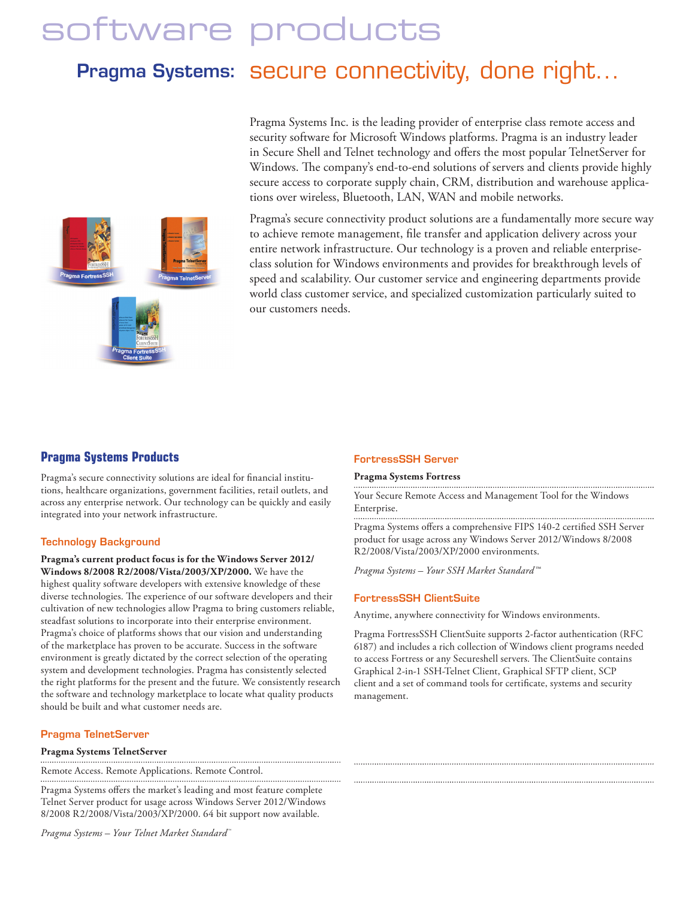# software products

## Pragma Systems: secure connectivity, done right…

Pragma Systems Inc. is the leading provider of enterprise class remote access and security software for Microsoft Windows platforms. Pragma is an industry leader in Secure Shell and Telnet technology and offers the most popular TelnetServer for Windows. The company's end-to-end solutions of servers and clients provide highly secure access to corporate supply chain, CRM, distribution and warehouse applications over wireless, Bluetooth, LAN, WAN and mobile networks.

Pragma's secure connectivity product solutions are a fundamentally more secure way to achieve remote management, file transfer and application delivery across your entire network infrastructure. Our technology is a proven and reliable enterprise-class solution for Windows environments and provides for breakthrough levels of speed and scalability. Our customer service and engineering departments provide world class customer service, and specialized customization particularly suited to our customers needs.

Pragma FortressSSH

Pragma TelnetServer

Pragma FortressSSH Client Suite

### Pragma Systems Products

Pragma's secure connectivity solutions are ideal for financial institutions, healthcare organizations, government facilities, retail outlets, and across any enterprise network. Our technology can be quickly and easily integrated into your network infrastructure.

#### Technology Background

**Pragma's current product focus is for the Windows Server 2012/ Windows 8/2008 R2/2008/Vista/2003/XP/2000.** We have the highest quality software developers with extensive knowledge of these diverse technologies. The experience of our software developers and their cultivation of new technologies allow Pragma to bring customers reliable, steadfast solutions to incorporate into their enterprise environment. Pragma's choice of platforms shows that our vision and understanding of the marketplace has proven to be accurate. Success in the software environment is greatly dictated by the correct selection of the operating system and development technologies. Pragma has consistently selected the right platforms for the present and the future. We consistently research the software and technology marketplace to locate what quality products should be built and what customer needs are.

#### Pragma TelnetServer

**Pragma Systems TelnetServer**

Remote Access. Remote Applications. Remote Control.

Pragma Systems offers the market's leading and most feature complete Telnet Server product for usage across Windows Server 2012/Windows 8/2008 R2/2008/Vista/2003/XP/2000. 64 bit support now available.

*Pragma Systems – Your Telnet Market Standard™*

#### FortressSSH Server

**Pragma Systems Fortress**

Your Secure Remote Access and Management Tool for the Windows Enterprise.

Pragma Systems offers a comprehensive FIPS 140-2 certified SSH Server product for usage across any Windows Server 2012/Windows 8/2008 R2/2008/Vista/2003/XP/2000 environments.

*Pragma Systems – Your SSH Market Standard™*

#### FortressSSH ClientSuite

Anytime, anywhere connectivity for Windows environments.

Pragma FortressSSH ClientSuite supports 2-factor authentication (RFC 6187) and includes a rich collection of Windows client programs needed to access Fortress or any Secureshell servers. The ClientSuite contains Graphical 2-in-1 SSH-Telnet Client, Graphical SFTP client, SCP client and a set of command tools for certificate, systems and security management.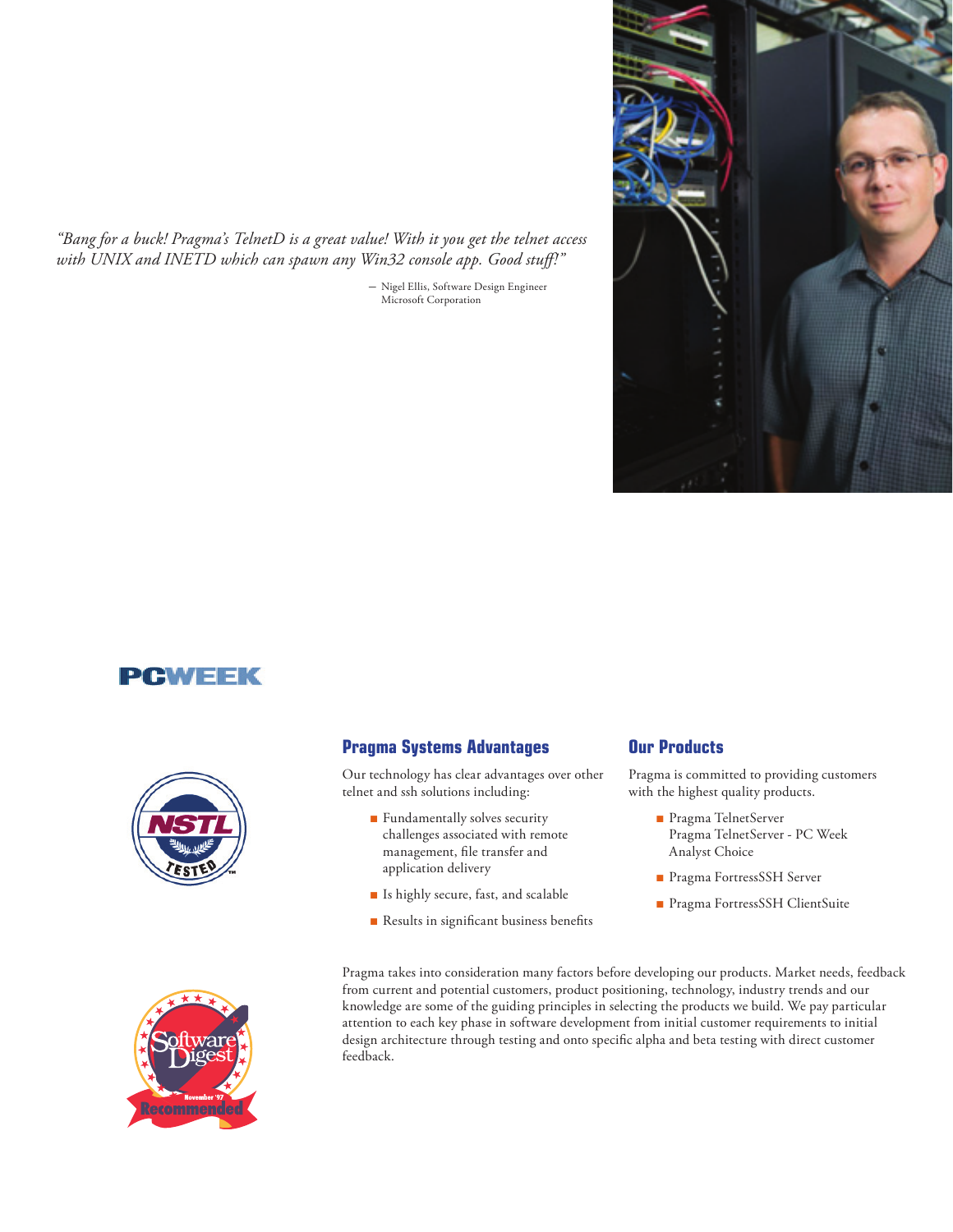*"Bang for a buck! Pragma's TelnetD is a great value! With it you get the telnet access with UNIX and INETD which can spawn any Win32 console app. Good stuff!"*

— Nigel Ellis, Software Design Engineer
Microsoft Corporation

PCWEEK

## Pragma Systems Advantages

Our technology has clear advantages over other telnet and ssh solutions including:

- Fundamentally solves security challenges associated with remote management, file transfer and application delivery
- Is highly secure, fast, and scalable
- Results in significant business benefits

## Our Products

Pragma is committed to providing customers with the highest quality products.

- Pragma TelnetServer
  Pragma TelnetServer - PC Week Analyst Choice
- Pragma FortressSSH Server
- Pragma FortressSSH ClientSuite

Pragma takes into consideration many factors before developing our products. Market needs, feedback from current and potential customers, product positioning, technology, industry trends and our knowledge are some of the guiding principles in selecting the products we build. We pay particular attention to each key phase in software development from initial customer requirements to initial design architecture through testing and onto specific alpha and beta testing with direct customer feedback.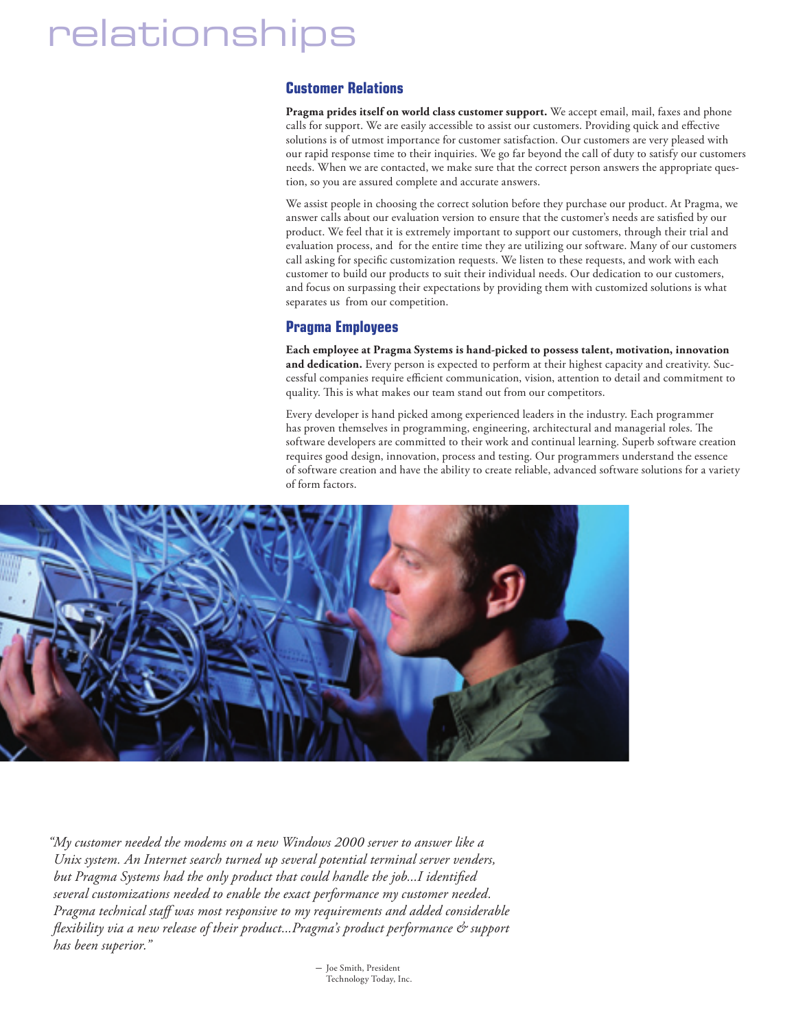# relationships

## Customer Relations

**Pragma prides itself on world class customer support.** We accept email, mail, faxes and phone calls for support. We are easily accessible to assist our customers. Providing quick and effective solutions is of utmost importance for customer satisfaction. Our customers are very pleased with our rapid response time to their inquiries. We go far beyond the call of duty to satisfy our customers needs. When we are contacted, we make sure that the correct person answers the appropriate question, so you are assured complete and accurate answers.

We assist people in choosing the correct solution before they purchase our product. At Pragma, we answer calls about our evaluation version to ensure that the customer's needs are satisfied by our product. We feel that it is extremely important to support our customers, through their trial and evaluation process, and for the entire time they are utilizing our software. Many of our customers call asking for specific customization requests. We listen to these requests, and work with each customer to build our products to suit their individual needs. Our dedication to our customers, and focus on surpassing their expectations by providing them with customized solutions is what separates us from our competition.

## Pragma Employees

**Each employee at Pragma Systems is hand-picked to possess talent, motivation, innovation and dedication.** Every person is expected to perform at their highest capacity and creativity. Successful companies require efficient communication, vision, attention to detail and commitment to quality. This is what makes our team stand out from our competitors.

Every developer is hand picked among experienced leaders in the industry. Each programmer has proven themselves in programming, engineering, architectural and managerial roles. The software developers are committed to their work and continual learning. Superb software creation requires good design, innovation, process and testing. Our programmers understand the essence of software creation and have the ability to create reliable, advanced software solutions for a variety of form factors.

*"My customer needed the modems on a new Windows 2000 server to answer like a Unix system. An Internet search turned up several potential terminal server venders, but Pragma Systems had the only product that could handle the job...I identified several customizations needed to enable the exact performance my customer needed. Pragma technical staff was most responsive to my requirements and added considerable flexibility via a new release of their product...Pragma's product performance & support has been superior."*

— Joe Smith, President
Technology Today, Inc.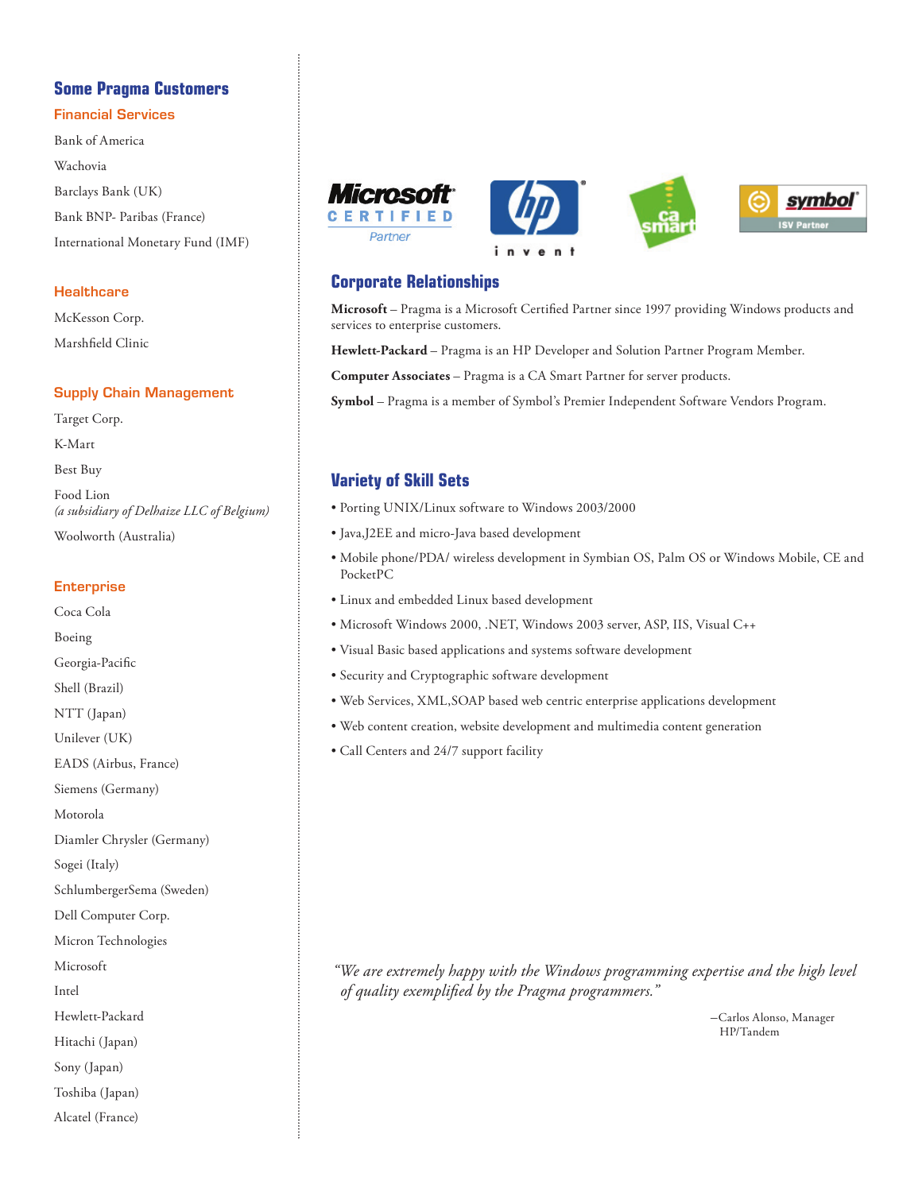## Some Pragma Customers

### Financial Services

Bank of America

Wachovia

Barclays Bank (UK)

Bank BNP- Paribas (France)

International Monetary Fund (IMF)

### Healthcare

McKesson Corp.

Marshfield Clinic

### Supply Chain Management

Target Corp.

K-Mart

Best Buy

Food Lion
*(a subsidiary of Delhaize LLC of Belgium)*

Woolworth (Australia)

### Enterprise

Coca Cola

Boeing

Georgia-Pacific

Shell (Brazil)

NTT (Japan)

Unilever (UK)

EADS (Airbus, France)

Siemens (Germany)

Motorola

Diamler Chrysler (Germany)

Sogei (Italy)

SchlumbergerSema (Sweden)

Dell Computer Corp.

Micron Technologies

Microsoft

Intel

Hewlett-Packard

Hitachi (Japan)

Sony (Japan)

Toshiba (Japan)

Alcatel (France)

## Corporate Relationships

**Microsoft** – Pragma is a Microsoft Certified Partner since 1997 providing Windows products and services to enterprise customers.

**Hewlett-Packard** – Pragma is an HP Developer and Solution Partner Program Member.

**Computer Associates** – Pragma is a CA Smart Partner for server products.

**Symbol** – Pragma is a member of Symbol's Premier Independent Software Vendors Program.

## Variety of Skill Sets

- Porting UNIX/Linux software to Windows 2003/2000
- Java,J2EE and micro-Java based development
- Mobile phone/PDA/ wireless development in Symbian OS, Palm OS or Windows Mobile, CE and PocketPC
- Linux and embedded Linux based development
- Microsoft Windows 2000, .NET, Windows 2003 server, ASP, IIS, Visual C++
- Visual Basic based applications and systems software development
- Security and Cryptographic software development
- Web Services, XML,SOAP based web centric enterprise applications development
- Web content creation, website development and multimedia content generation
- Call Centers and 24/7 support facility

*"We are extremely happy with the Windows programming expertise and the high level of quality exemplified by the Pragma programmers."*

–Carlos Alonso, Manager
HP/Tandem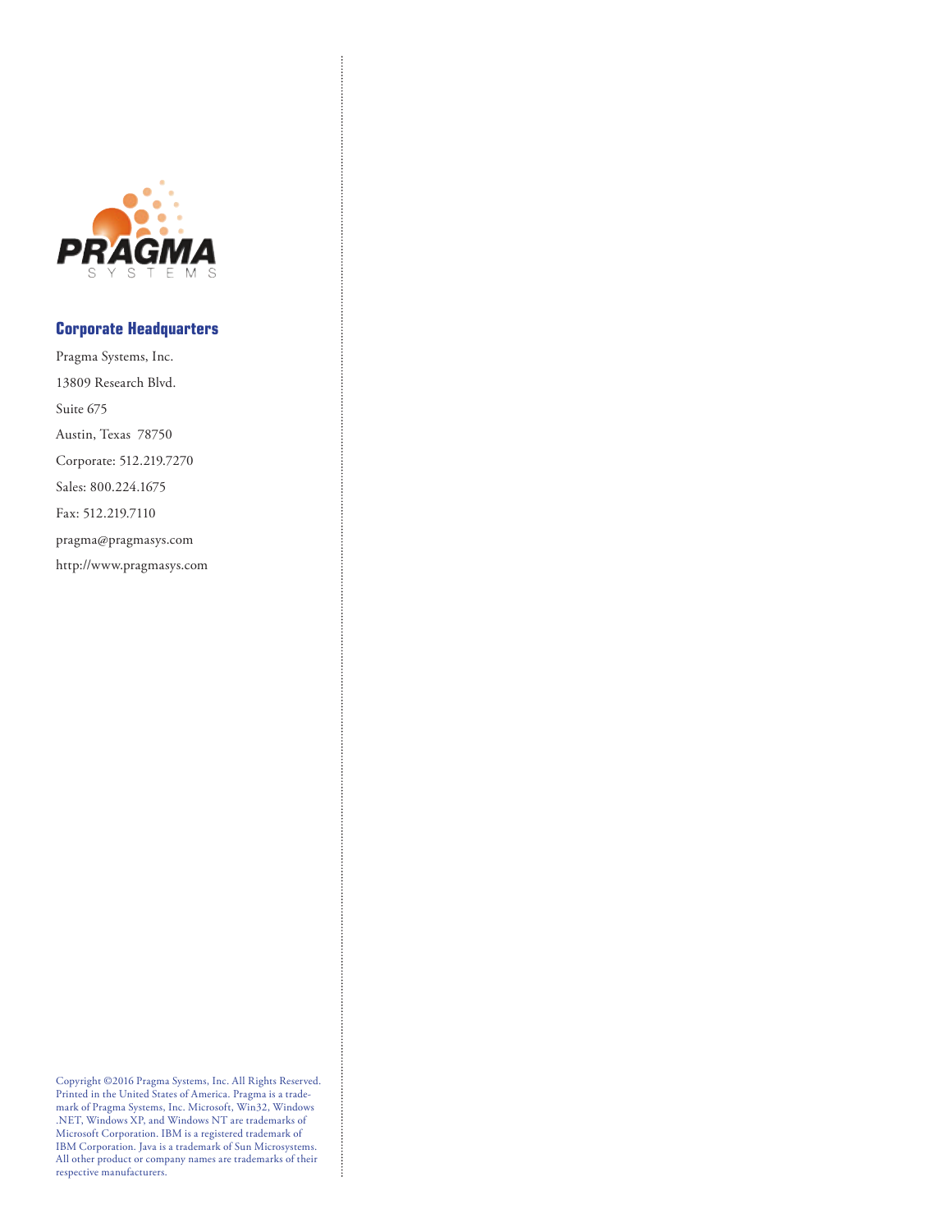PRAGMA SYSTEMS

## Corporate Headquarters

Pragma Systems, Inc.

13809 Research Blvd.

Suite 675

Austin, Texas 78750

Corporate: 512.219.7270

Sales: 800.224.1675

Fax: 512.219.7110

pragma@pragmasys.com

http://www.pragmasys.com

Copyright ©2016 Pragma Systems, Inc. All Rights Reserved. Printed in the United States of America. Pragma is a trademark of Pragma Systems, Inc. Microsoft, Win32, Windows .NET, Windows XP, and Windows NT are trademarks of Microsoft Corporation. IBM is a registered trademark of IBM Corporation. Java is a trademark of Sun Microsystems. All other product or company names are trademarks of their respective manufacturers.